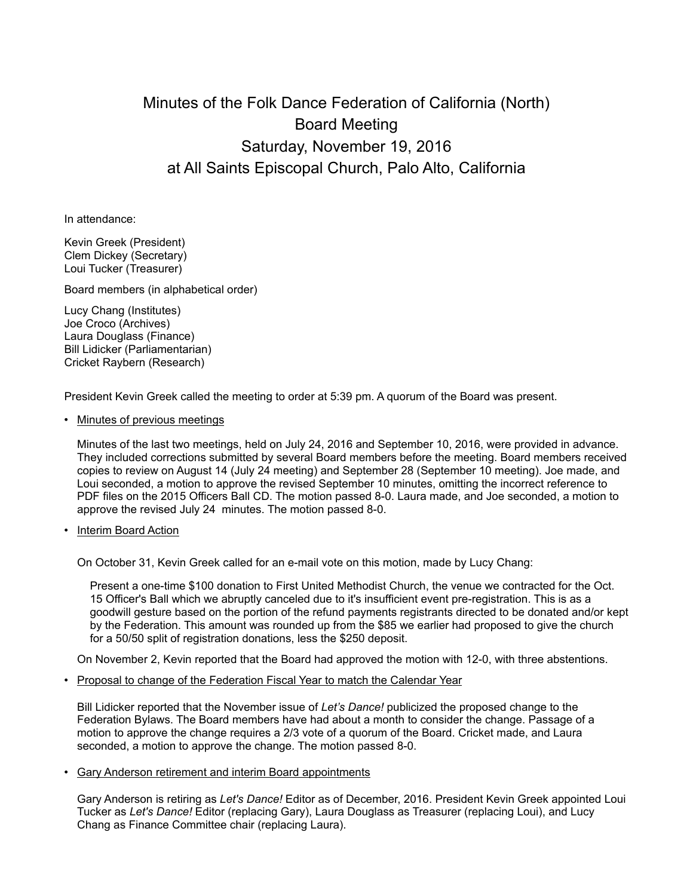# Minutes of the Folk Dance Federation of California (North) Board Meeting
## Saturday, November 19, 2016
## at All Saints Episcopal Church, Palo Alto, California

In attendance:

Kevin Greek (President)
Clem Dickey (Secretary)
Loui Tucker (Treasurer)

Board members (in alphabetical order)

Lucy Chang (Institutes)
Joe Croco (Archives)
Laura Douglass (Finance)
Bill Lidicker (Parliamentarian)
Cricket Raybern (Research)

President Kevin Greek called the meeting to order at 5:39 pm. A quorum of the Board was present.

- Minutes of previous meetings

  Minutes of the last two meetings, held on July 24, 2016 and September 10, 2016, were provided in advance. They included corrections submitted by several Board members before the meeting. Board members received copies to review on August 14 (July 24 meeting) and September 28 (September 10 meeting). Joe made, and Loui seconded, a motion to approve the revised September 10 minutes, omitting the incorrect reference to PDF files on the 2015 Officers Ball CD. The motion passed 8-0. Laura made, and Joe seconded, a motion to approve the revised July 24 minutes. The motion passed 8-0.

- Interim Board Action

  On October 31, Kevin Greek called for an e-mail vote on this motion, made by Lucy Chang:

  > Present a one-time $100 donation to First United Methodist Church, the venue we contracted for the Oct. 15 Officer's Ball which we abruptly canceled due to it's insufficient event pre-registration. This is as a goodwill gesture based on the portion of the refund payments registrants directed to be donated and/or kept by the Federation. This amount was rounded up from the $85 we earlier had proposed to give the church for a 50/50 split of registration donations, less the $250 deposit.

  On November 2, Kevin reported that the Board had approved the motion with 12-0, with three abstentions.

- Proposal to change of the Federation Fiscal Year to match the Calendar Year

  Bill Lidicker reported that the November issue of *Let's Dance!* publicized the proposed change to the Federation Bylaws. The Board members have had about a month to consider the change. Passage of a motion to approve the change requires a 2/3 vote of a quorum of the Board. Cricket made, and Laura seconded, a motion to approve the change. The motion passed 8-0.

- Gary Anderson retirement and interim Board appointments

  Gary Anderson is retiring as *Let's Dance!* Editor as of December, 2016. President Kevin Greek appointed Loui Tucker as *Let's Dance!* Editor (replacing Gary), Laura Douglass as Treasurer (replacing Loui), and Lucy Chang as Finance Committee chair (replacing Laura).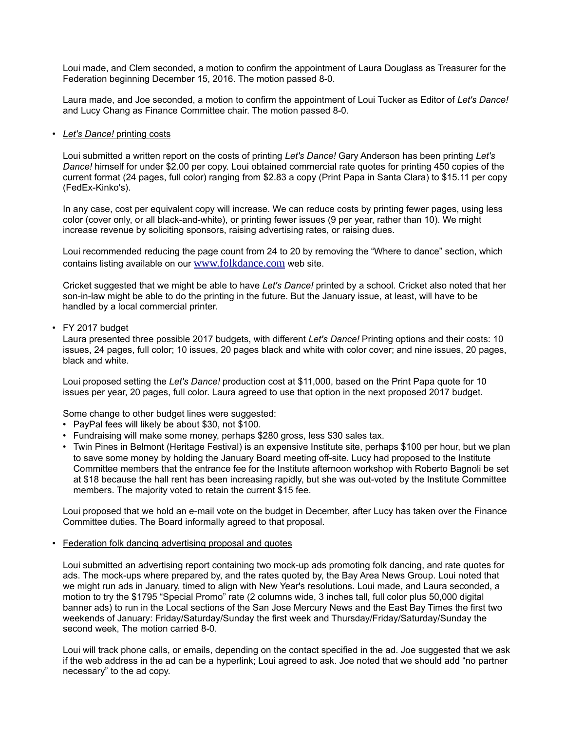Loui made, and Clem seconded, a motion to confirm the appointment of Laura Douglass as Treasurer for the Federation beginning December 15, 2016. The motion passed 8-0.

Laura made, and Joe seconded, a motion to confirm the appointment of Loui Tucker as Editor of *Let's Dance!* and Lucy Chang as Finance Committee chair. The motion passed 8-0.

- *Let's Dance!* printing costs

  Loui submitted a written report on the costs of printing *Let's Dance!* Gary Anderson has been printing *Let's Dance!* himself for under $2.00 per copy. Loui obtained commercial rate quotes for printing 450 copies of the current format (24 pages, full color) ranging from $2.83 a copy (Print Papa in Santa Clara) to $15.11 per copy (FedEx-Kinko's).

  In any case, cost per equivalent copy will increase. We can reduce costs by printing fewer pages, using less color (cover only, or all black-and-white), or printing fewer issues (9 per year, rather than 10). We might increase revenue by soliciting sponsors, raising advertising rates, or raising dues.

  Loui recommended reducing the page count from 24 to 20 by removing the "Where to dance" section, which contains listing available on our www.folkdance.com web site.

  Cricket suggested that we might be able to have *Let's Dance!* printed by a school. Cricket also noted that her son-in-law might be able to do the printing in the future. But the January issue, at least, will have to be handled by a local commercial printer.

- FY 2017 budget

  Laura presented three possible 2017 budgets, with different *Let's Dance!* Printing options and their costs: 10 issues, 24 pages, full color; 10 issues, 20 pages black and white with color cover; and nine issues, 20 pages, black and white.

  Loui proposed setting the *Let's Dance!* production cost at $11,000, based on the Print Papa quote for 10 issues per year, 20 pages, full color. Laura agreed to use that option in the next proposed 2017 budget.

  Some change to other budget lines were suggested:
  - PayPal fees will likely be about $30, not $100.
  - Fundraising will make some money, perhaps $280 gross, less $30 sales tax.
  - Twin Pines in Belmont (Heritage Festival) is an expensive Institute site, perhaps $100 per hour, but we plan to save some money by holding the January Board meeting off-site. Lucy had proposed to the Institute Committee members that the entrance fee for the Institute afternoon workshop with Roberto Bagnoli be set at $18 because the hall rent has been increasing rapidly, but she was out-voted by the Institute Committee members. The majority voted to retain the current $15 fee.

  Loui proposed that we hold an e-mail vote on the budget in December, after Lucy has taken over the Finance Committee duties. The Board informally agreed to that proposal.

- Federation folk dancing advertising proposal and quotes

  Loui submitted an advertising report containing two mock-up ads promoting folk dancing, and rate quotes for ads. The mock-ups where prepared by, and the rates quoted by, the Bay Area News Group. Loui noted that we might run ads in January, timed to align with New Year's resolutions. Loui made, and Laura seconded, a motion to try the $1795 "Special Promo" rate (2 columns wide, 3 inches tall, full color plus 50,000 digital banner ads) to run in the Local sections of the San Jose Mercury News and the East Bay Times the first two weekends of January: Friday/Saturday/Sunday the first week and Thursday/Friday/Saturday/Sunday the second week, The motion carried 8-0.

  Loui will track phone calls, or emails, depending on the contact specified in the ad. Joe suggested that we ask if the web address in the ad can be a hyperlink; Loui agreed to ask. Joe noted that we should add "no partner necessary" to the ad copy.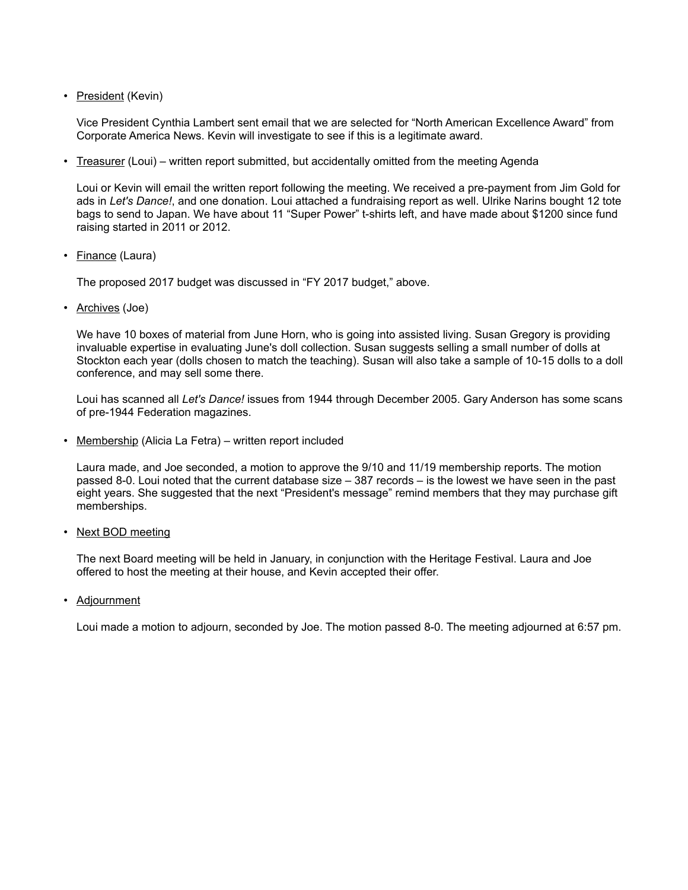- <u>President</u> (Kevin)

  Vice President Cynthia Lambert sent email that we are selected for "North American Excellence Award" from Corporate America News. Kevin will investigate to see if this is a legitimate award.

- <u>Treasurer</u> (Loui) – written report submitted, but accidentally omitted from the meeting Agenda

  Loui or Kevin will email the written report following the meeting. We received a pre-payment from Jim Gold for ads in *Let's Dance!*, and one donation. Loui attached a fundraising report as well. Ulrike Narins bought 12 tote bags to send to Japan. We have about 11 "Super Power" t-shirts left, and have made about $1200 since fund raising started in 2011 or 2012.

- <u>Finance</u> (Laura)

  The proposed 2017 budget was discussed in "FY 2017 budget," above.

- <u>Archives</u> (Joe)

  We have 10 boxes of material from June Horn, who is going into assisted living. Susan Gregory is providing invaluable expertise in evaluating June's doll collection. Susan suggests selling a small number of dolls at Stockton each year (dolls chosen to match the teaching). Susan will also take a sample of 10-15 dolls to a doll conference, and may sell some there.

  Loui has scanned all *Let's Dance!* issues from 1944 through December 2005. Gary Anderson has some scans of pre-1944 Federation magazines.

- <u>Membership</u> (Alicia La Fetra) – written report included

  Laura made, and Joe seconded, a motion to approve the 9/10 and 11/19 membership reports. The motion passed 8-0. Loui noted that the current database size – 387 records – is the lowest we have seen in the past eight years. She suggested that the next "President's message" remind members that they may purchase gift memberships.

- <u>Next BOD meeting</u>

  The next Board meeting will be held in January, in conjunction with the Heritage Festival. Laura and Joe offered to host the meeting at their house, and Kevin accepted their offer.

- <u>Adjournment</u>

  Loui made a motion to adjourn, seconded by Joe. The motion passed 8-0. The meeting adjourned at 6:57 pm.